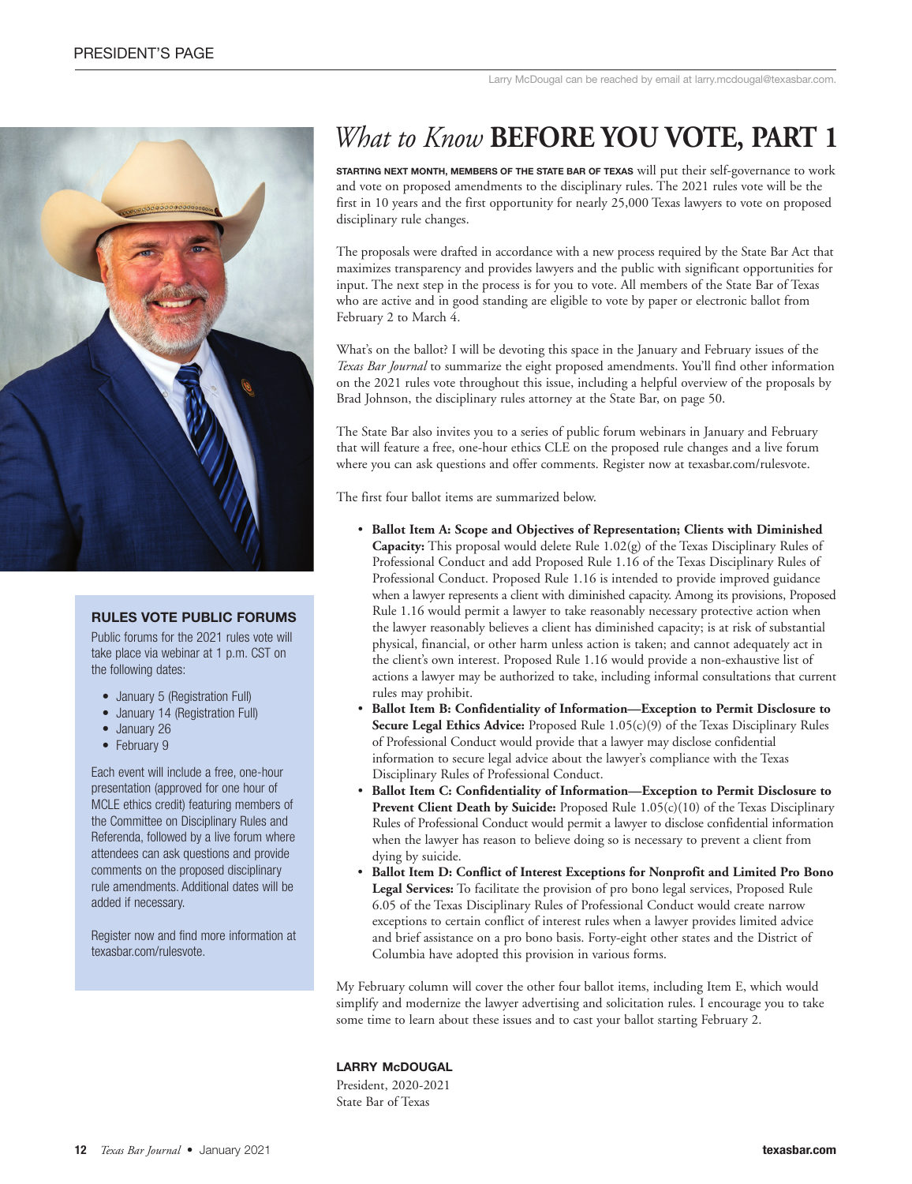# *What to Know* BEFORE YOU VOTE, PART 1

Larry McDougal can be reached by email at larry.mcdougal@texasbar.com.

**STARTING NEXT MONTH, MEMBERS OF THE STATE BAR OF TEXAS** will put their self-governance to work and vote on proposed amendments to the disciplinary rules. The 2021 rules vote will be the first in 10 years and the first opportunity for nearly 25,000 Texas lawyers to vote on proposed disciplinary rule changes.

The proposals were drafted in accordance with a new process required by the State Bar Act that maximizes transparency and provides lawyers and the public with significant opportunities for input. The next step in the process is for you to vote. All members of the State Bar of Texas who are active and in good standing are eligible to vote by paper or electronic ballot from February 2 to March 4.

What's on the ballot? I will be devoting this space in the January and February issues of the *Texas Bar Journal* to summarize the eight proposed amendments. You'll find other information on the 2021 rules vote throughout this issue, including a helpful overview of the proposals by Brad Johnson, the disciplinary rules attorney at the State Bar, on page 50.

The State Bar also invites you to a series of public forum webinars in January and February that will feature a free, one-hour ethics CLE on the proposed rule changes and a live forum where you can ask questions and offer comments. Register now at texasbar.com/rulesvote.

The first four ballot items are summarized below.

- **Ballot Item A: Scope and Objectives of Representation; Clients with Diminished Capacity:** This proposal would delete Rule 1.02(g) of the Texas Disciplinary Rules of Professional Conduct and add Proposed Rule 1.16 of the Texas Disciplinary Rules of Professional Conduct. Proposed Rule 1.16 is intended to provide improved guidance when a lawyer represents a client with diminished capacity. Among its provisions, Proposed Rule 1.16 would permit a lawyer to take reasonably necessary protective action when the lawyer reasonably believes a client has diminished capacity; is at risk of substantial physical, financial, or other harm unless action is taken; and cannot adequately act in the client's own interest. Proposed Rule 1.16 would provide a non-exhaustive list of actions a lawyer may be authorized to take, including informal consultations that current rules may prohibit.
- **Ballot Item B: Confidentiality of Information—Exception to Permit Disclosure to Secure Legal Ethics Advice:** Proposed Rule 1.05(c)(9) of the Texas Disciplinary Rules of Professional Conduct would provide that a lawyer may disclose confidential information to secure legal advice about the lawyer's compliance with the Texas Disciplinary Rules of Professional Conduct.
- **Ballot Item C: Confidentiality of Information—Exception to Permit Disclosure to Prevent Client Death by Suicide:** Proposed Rule 1.05(c)(10) of the Texas Disciplinary Rules of Professional Conduct would permit a lawyer to disclose confidential information when the lawyer has reason to believe doing so is necessary to prevent a client from dying by suicide.
- **Ballot Item D: Conflict of Interest Exceptions for Nonprofit and Limited Pro Bono Legal Services:** To facilitate the provision of pro bono legal services, Proposed Rule 6.05 of the Texas Disciplinary Rules of Professional Conduct would create narrow exceptions to certain conflict of interest rules when a lawyer provides limited advice and brief assistance on a pro bono basis. Forty-eight other states and the District of Columbia have adopted this provision in various forms.

My February column will cover the other four ballot items, including Item E, which would simplify and modernize the lawyer advertising and solicitation rules. I encourage you to take some time to learn about these issues and to cast your ballot starting February 2.

**LARRY McDOUGAL**
President, 2020-2021
State Bar of Texas

### RULES VOTE PUBLIC FORUMS

Public forums for the 2021 rules vote will take place via webinar at 1 p.m. CST on the following dates:

- January 5 (Registration Full)
- January 14 (Registration Full)
- January 26
- February 9

Each event will include a free, one-hour presentation (approved for one hour of MCLE ethics credit) featuring members of the Committee on Disciplinary Rules and Referenda, followed by a live forum where attendees can ask questions and provide comments on the proposed disciplinary rule amendments. Additional dates will be added if necessary.

Register now and find more information at texasbar.com/rulesvote.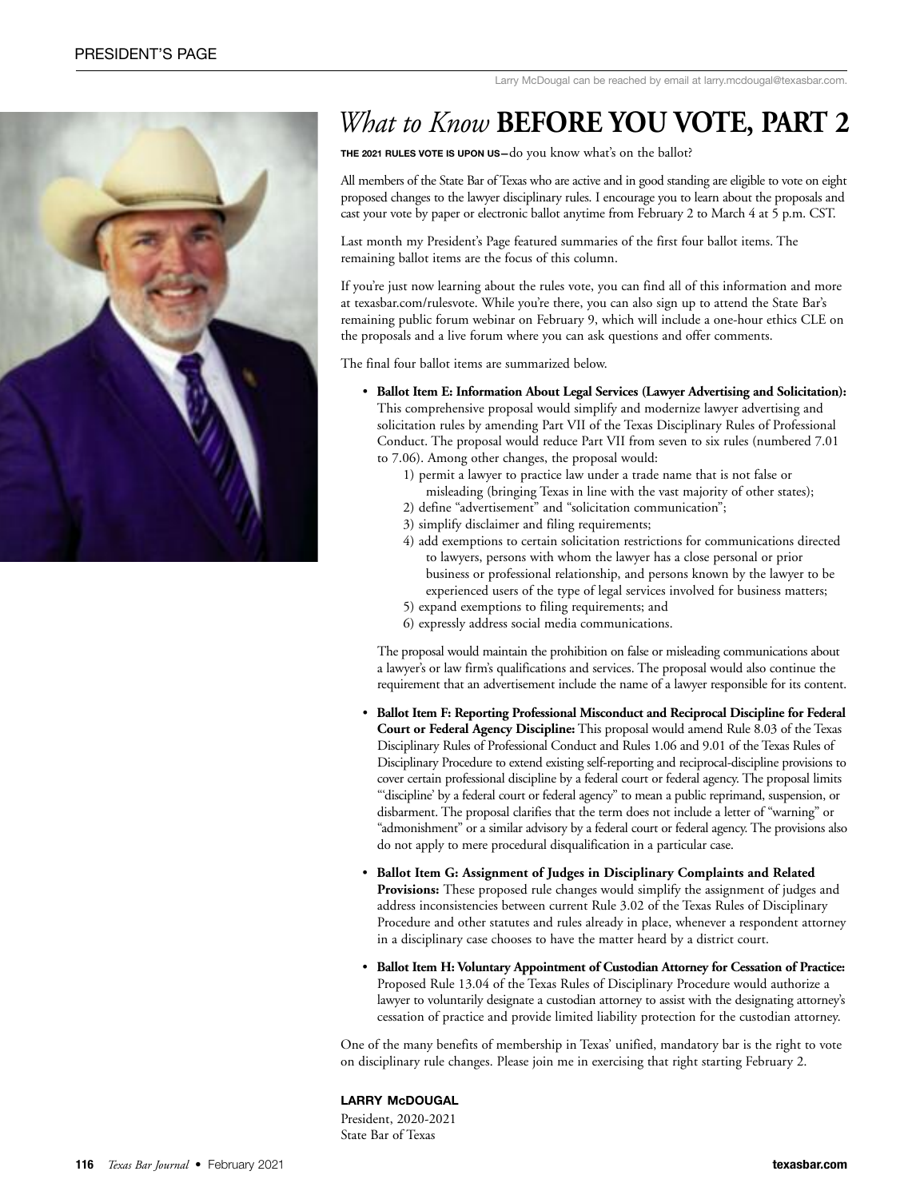Larry McDougal can be reached by email at larry.mcdougal@texasbar.com.

# *What to Know* BEFORE YOU VOTE, PART 2

**THE 2021 RULES VOTE IS UPON US**—do you know what's on the ballot?

All members of the State Bar of Texas who are active and in good standing are eligible to vote on eight proposed changes to the lawyer disciplinary rules. I encourage you to learn about the proposals and cast your vote by paper or electronic ballot anytime from February 2 to March 4 at 5 p.m. CST.

Last month my President's Page featured summaries of the first four ballot items. The remaining ballot items are the focus of this column.

If you're just now learning about the rules vote, you can find all of this information and more at texasbar.com/rulesvote. While you're there, you can also sign up to attend the State Bar's remaining public forum webinar on February 9, which will include a one-hour ethics CLE on the proposals and a live forum where you can ask questions and offer comments.

The final four ballot items are summarized below.

- **Ballot Item E: Information About Legal Services (Lawyer Advertising and Solicitation):** This comprehensive proposal would simplify and modernize lawyer advertising and solicitation rules by amending Part VII of the Texas Disciplinary Rules of Professional Conduct. The proposal would reduce Part VII from seven to six rules (numbered 7.01 to 7.06). Among other changes, the proposal would:
  1) permit a lawyer to practice law under a trade name that is not false or misleading (bringing Texas in line with the vast majority of other states);
  2) define "advertisement" and "solicitation communication";
  3) simplify disclaimer and filing requirements;
  4) add exemptions to certain solicitation restrictions for communications directed to lawyers, persons with whom the lawyer has a close personal or prior business or professional relationship, and persons known by the lawyer to be experienced users of the type of legal services involved for business matters;
  5) expand exemptions to filing requirements; and
  6) expressly address social media communications.

  The proposal would maintain the prohibition on false or misleading communications about a lawyer's or law firm's qualifications and services. The proposal would also continue the requirement that an advertisement include the name of a lawyer responsible for its content.

- **Ballot Item F: Reporting Professional Misconduct and Reciprocal Discipline for Federal Court or Federal Agency Discipline:** This proposal would amend Rule 8.03 of the Texas Disciplinary Rules of Professional Conduct and Rules 1.06 and 9.01 of the Texas Rules of Disciplinary Procedure to extend existing self-reporting and reciprocal-discipline provisions to cover certain professional discipline by a federal court or federal agency. The proposal limits "'discipline' by a federal court or federal agency" to mean a public reprimand, suspension, or disbarment. The proposal clarifies that the term does not include a letter of "warning" or "admonishment" or a similar advisory by a federal court or federal agency. The provisions also do not apply to mere procedural disqualification in a particular case.

- **Ballot Item G: Assignment of Judges in Disciplinary Complaints and Related Provisions:** These proposed rule changes would simplify the assignment of judges and address inconsistencies between current Rule 3.02 of the Texas Rules of Disciplinary Procedure and other statutes and rules already in place, whenever a respondent attorney in a disciplinary case chooses to have the matter heard by a district court.

- **Ballot Item H: Voluntary Appointment of Custodian Attorney for Cessation of Practice:** Proposed Rule 13.04 of the Texas Rules of Disciplinary Procedure would authorize a lawyer to voluntarily designate a custodian attorney to assist with the designating attorney's cessation of practice and provide limited liability protection for the custodian attorney.

One of the many benefits of membership in Texas' unified, mandatory bar is the right to vote on disciplinary rule changes. Please join me in exercising that right starting February 2.

**LARRY McDOUGAL**
President, 2020-2021
State Bar of Texas